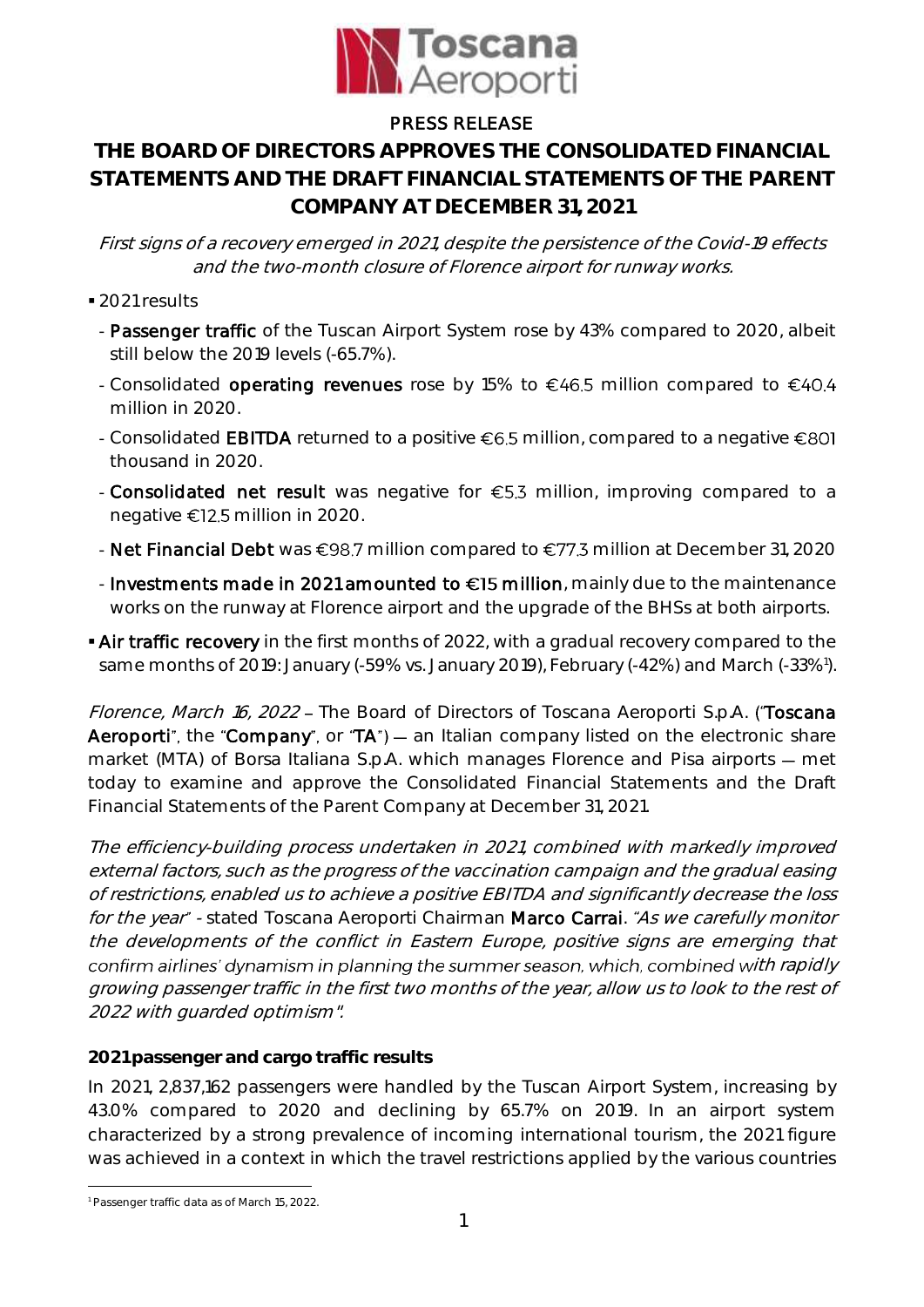PRESS RELEASE

# THE BOARD OF DIRECTORS APPROVES THE CONSOLIDATED FINANCIAL STATEMENTS AND THE DRAFT FINANCIAL STATEMENTS OF THE PARENT COMPANY AT DECEMBER 31, 2021

*First signs of a recovery emerged in 2021, despite the persistence of the Covid-19 effects and the two-month closure of Florence airport for runway works.*

- 2021 results
  - **Passenger traffic** of the Tuscan Airport System rose by 43% compared to 2020, albeit still below the 2019 levels (-65.7%).
  - Consolidated **operating revenues** rose by 15% to €46.5 million compared to €40.4 million in 2020.
  - Consolidated **EBITDA** returned to a positive €6.5 million, compared to a negative €801 thousand in 2020.
  - **Consolidated net result** was negative for €5.3 million, improving compared to a negative €12.5 million in 2020.
  - **Net Financial Debt** was €98.7 million compared to €77.3 million at December 31, 2020
  - **Investments made in 2021 amounted to €15 million**, mainly due to the maintenance works on the runway at Florence airport and the upgrade of the BHSs at both airports.
- **Air traffic recovery** in the first months of 2022, with a gradual recovery compared to the same months of 2019: January (-59% vs. January 2019), February (-42%) and March (-33%[1]).

*Florence, March 16, 2022* – The Board of Directors of Toscana Aeroporti S.p.A. ("**Toscana Aeroporti**", the "**Company**", or "**TA**") — an Italian company listed on the electronic share market (MTA) of Borsa Italiana S.p.A. which manages Florence and Pisa airports — met today to examine and approve the Consolidated Financial Statements and the Draft Financial Statements of the Parent Company at December 31, 2021.

*"The efficiency-building process undertaken in 2021, combined with markedly improved external factors, such as the progress of the vaccination campaign and the gradual easing of restrictions, enabled us to achieve a positive EBITDA and significantly decrease the loss for the year"* - stated Toscana Aeroporti Chairman **Marco Carrai**. *"As we carefully monitor the developments of the conflict in Eastern Europe, positive signs are emerging that confirm airlines' dynamism in planning the summer season, which, combined with rapidly growing passenger traffic in the first two months of the year, allow us to look to the rest of 2022 with guarded optimism".*

**2021 passenger and cargo traffic results**

In 2021, 2,837,162 passengers were handled by the Tuscan Airport System, increasing by 43.0% compared to 2020 and declining by 65.7% on 2019. In an airport system characterized by a strong prevalence of incoming international tourism, the 2021 figure was achieved in a context in which the travel restrictions applied by the various countries

[1] Passenger traffic data as of March 15, 2022.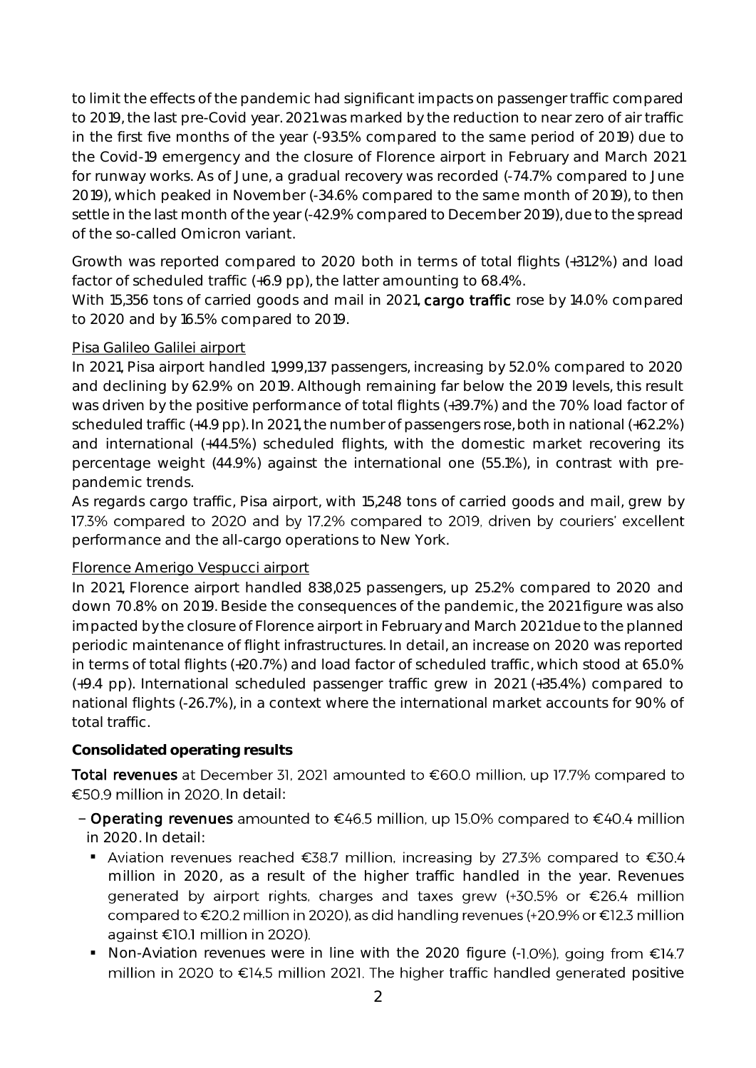to limit the effects of the pandemic had significant impacts on passenger traffic compared to 2019, the last pre-Covid year. 2021 was marked by the reduction to near zero of air traffic in the first five months of the year (-93.5% compared to the same period of 2019) due to the Covid-19 emergency and the closure of Florence airport in February and March 2021 for runway works. As of June, a gradual recovery was recorded (-74.7% compared to June 2019), which peaked in November (-34.6% compared to the same month of 2019), to then settle in the last month of the year (-42.9% compared to December 2019), due to the spread of the so-called Omicron variant.

Growth was reported compared to 2020 both in terms of total flights (+31.2%) and load factor of scheduled traffic (+6.9 pp), the latter amounting to 68.4%.

With 15,356 tons of carried goods and mail in 2021, **cargo traffic** rose by 14.0% compared to 2020 and by 16.5% compared to 2019.

Pisa Galileo Galilei airport

In 2021, Pisa airport handled 1,999,137 passengers, increasing by 52.0% compared to 2020 and declining by 62.9% on 2019. Although remaining far below the 2019 levels, this result was driven by the positive performance of total flights (+39.7%) and the 70% load factor of scheduled traffic (+4.9 pp). In 2021, the number of passengers rose, both in national (+62.2%) and international (+44.5%) scheduled flights, with the domestic market recovering its percentage weight (44.9%) against the international one (55.1%), in contrast with pre-pandemic trends.

As regards cargo traffic, Pisa airport, with 15,248 tons of carried goods and mail, grew by 17.3% compared to 2020 and by 17.2% compared to 2019, driven by couriers' excellent performance and the all-cargo operations to New York.

Florence Amerigo Vespucci airport

In 2021, Florence airport handled 838,025 passengers, up 25.2% compared to 2020 and down 70.8% on 2019. Beside the consequences of the pandemic, the 2021 figure was also impacted by the closure of Florence airport in February and March 2021 due to the planned periodic maintenance of flight infrastructures. In detail, an increase on 2020 was reported in terms of total flights (+20.7%) and load factor of scheduled traffic, which stood at 65.0% (+9.4 pp). International scheduled passenger traffic grew in 2021 (+35.4%) compared to national flights (-26.7%), in a context where the international market accounts for 90% of total traffic.

**Consolidated operating results**

**Total revenues** at December 31, 2021 amounted to €60.0 million, up 17.7% compared to €50.9 million in 2020. In detail:

- **Operating revenues** amounted to €46.5 million, up 15.0% compared to €40.4 million in 2020. In detail:
  - Aviation revenues reached €38.7 million, increasing by 27.3% compared to €30.4 million in 2020, as a result of the higher traffic handled in the year. Revenues generated by airport rights, charges and taxes grew (+30.5% or €26.4 million compared to €20.2 million in 2020), as did handling revenues (+20.9% or €12.3 million against €10.1 million in 2020).
  - Non-Aviation revenues were in line with the 2020 figure (-1.0%), going from €14.7 million in 2020 to €14.5 million 2021. The higher traffic handled generated positive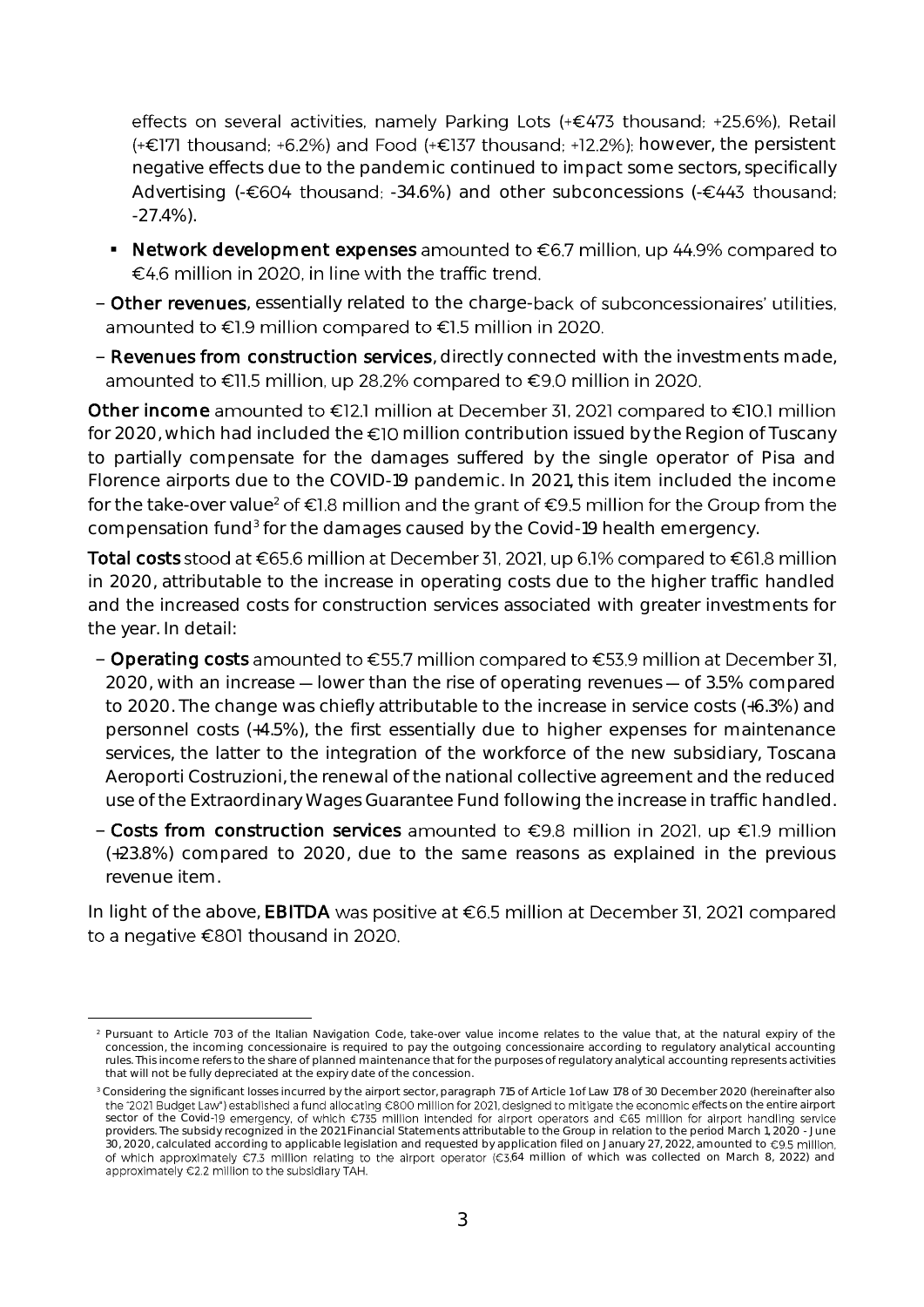effects on several activities, namely Parking Lots (+€473 thousand; +25.6%), Retail (+€171 thousand; +6.2%) and Food (+€137 thousand; +12.2%); however, the persistent negative effects due to the pandemic continued to impact some sectors, specifically Advertising (-€604 thousand; -34.6%) and other subconcessions (-€443 thousand; -27.4%).

- **Network development expenses** amounted to €6.7 million, up 44.9% compared to €4.6 million in 2020, in line with the traffic trend.

– **Other revenues**, essentially related to the charge-back of subconcessionaires' utilities, amounted to €1.9 million compared to €1.5 million in 2020.

– **Revenues from construction services**, directly connected with the investments made, amounted to €11.5 million, up 28.2% compared to €9.0 million in 2020.

**Other income** amounted to €12.1 million at December 31, 2021 compared to €10.1 million for 2020, which had included the €10 million contribution issued by the Region of Tuscany to partially compensate for the damages suffered by the single operator of Pisa and Florence airports due to the COVID-19 pandemic. In 2021, this item included the income for the take-over value[2] of €1.8 million and the grant of €9.5 million for the Group from the compensation fund[3] for the damages caused by the Covid-19 health emergency.

**Total costs** stood at €65.6 million at December 31, 2021, up 6.1% compared to €61.8 million in 2020, attributable to the increase in operating costs due to the higher traffic handled and the increased costs for construction services associated with greater investments for the year. In detail:

– **Operating costs** amounted to €55.7 million compared to €53.9 million at December 31, 2020, with an increase — lower than the rise of operating revenues — of 3.5% compared to 2020. The change was chiefly attributable to the increase in service costs (+6.3%) and personnel costs (+4.5%), the first essentially due to higher expenses for maintenance services, the latter to the integration of the workforce of the new subsidiary, Toscana Aeroporti Costruzioni, the renewal of the national collective agreement and the reduced use of the Extraordinary Wages Guarantee Fund following the increase in traffic handled.

– **Costs from construction services** amounted to €9.8 million in 2021, up €1.9 million (+23.8%) compared to 2020, due to the same reasons as explained in the previous revenue item.

In light of the above, **EBITDA** was positive at €6.5 million at December 31, 2021 compared to a negative €801 thousand in 2020.

---

[2] Pursuant to Article 703 of the Italian Navigation Code, take-over value income relates to the value that, at the natural expiry of the concession, the incoming concessionaire is required to pay the outgoing concessionaire according to regulatory analytical accounting rules. This income refers to the share of planned maintenance that for the purposes of regulatory analytical accounting represents activities that will not be fully depreciated at the expiry date of the concession.

[3] Considering the significant losses incurred by the airport sector, paragraph 715 of Article 1 of Law 178 of 30 December 2020 (hereinafter also the "2021 Budget Law") established a fund allocating €800 million for 2021, designed to mitigate the economic effects on the entire airport sector of the Covid-19 emergency, of which €735 million intended for airport operators and €65 million for airport handling service providers. The subsidy recognized in the 2021 Financial Statements attributable to the Group in relation to the period March 1, 2020 - June 30, 2020, calculated according to applicable legislation and requested by application filed on January 27, 2022, amounted to €9.5 million, of which approximately €7.3 million relating to the airport operator (€3.64 million of which was collected on March 8, 2022) and approximately €2.2 million to the subsidiary TAH.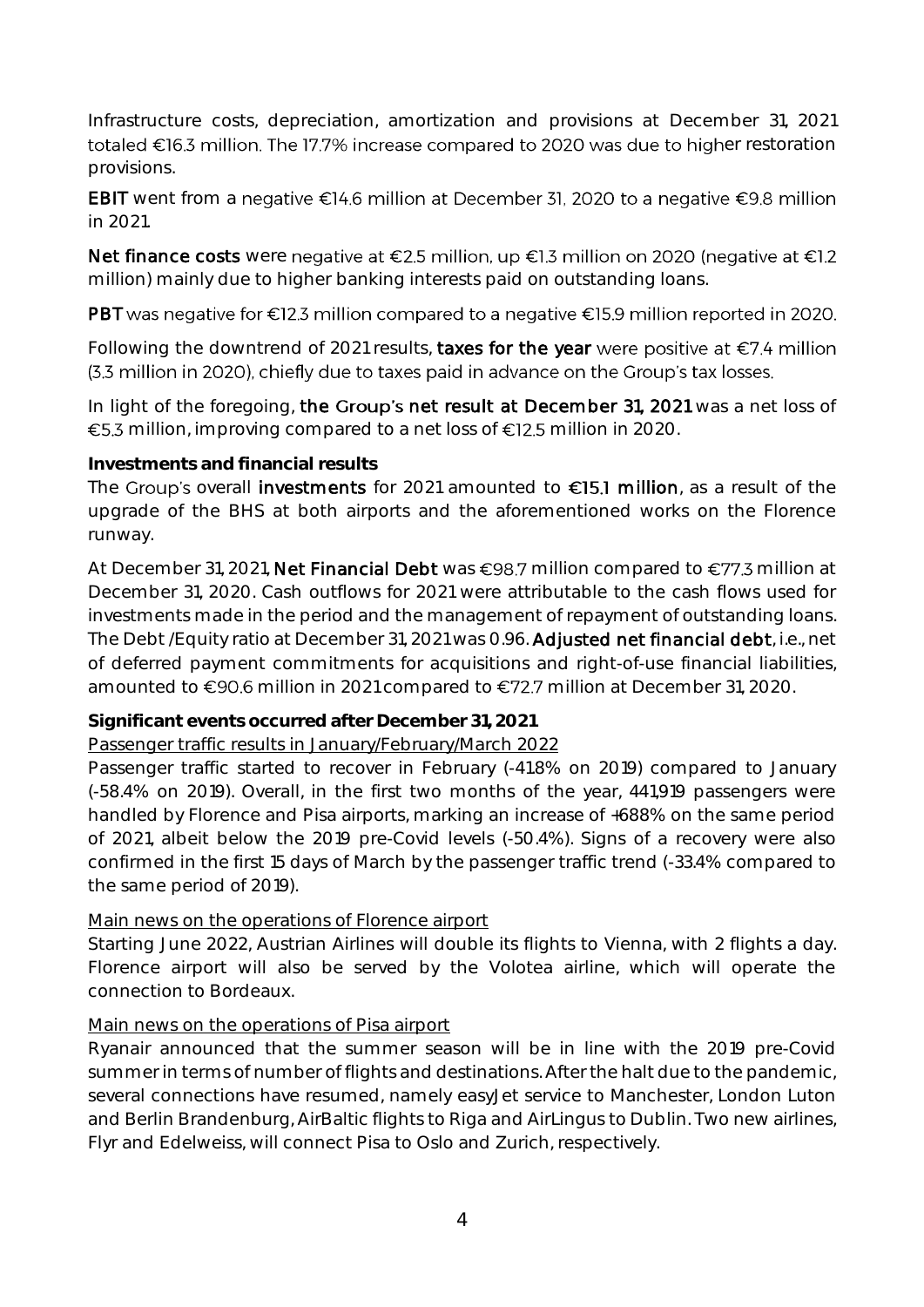Infrastructure costs, depreciation, amortization and provisions at December 31, 2021 totaled €16.3 million. The 17.7% increase compared to 2020 was due to higher restoration provisions.

**EBIT** went from a negative €14.6 million at December 31, 2020 to a negative €9.8 million in 2021.

**Net finance costs** were negative at €2.5 million, up €1.3 million on 2020 (negative at €1.2 million) mainly due to higher banking interests paid on outstanding loans.

**PBT** was negative for €12.3 million compared to a negative €15.9 million reported in 2020.

Following the downtrend of 2021 results, **taxes for the year** were positive at €7.4 million (3.3 million in 2020), chiefly due to taxes paid in advance on the Group's tax losses.

In light of the foregoing, **the Group's net result at December 31, 2021** was a net loss of €5.3 million, improving compared to a net loss of €12.5 million in 2020.

**Investments and financial results**

The Group's overall **investments** for 2021 amounted to **€15.1 million**, as a result of the upgrade of the BHS at both airports and the aforementioned works on the Florence runway.

At December 31, 2021, **Net Financial Debt** was €98.7 million compared to €77.3 million at December 31, 2020. Cash outflows for 2021 were attributable to the cash flows used for investments made in the period and the management of repayment of outstanding loans. The Debt /Equity ratio at December 31, 2021 was 0.96. **Adjusted net financial debt**, i.e., net of deferred payment commitments for acquisitions and right-of-use financial liabilities, amounted to €90.6 million in 2021 compared to €72.7 million at December 31, 2020.

**Significant events occurred after December 31, 2021**

Passenger traffic results in January/February/March 2022

Passenger traffic started to recover in February (-41.8% on 2019) compared to January (-58.4% on 2019). Overall, in the first two months of the year, 441,919 passengers were handled by Florence and Pisa airports, marking an increase of +688% on the same period of 2021, albeit below the 2019 pre-Covid levels (-50.4%). Signs of a recovery were also confirmed in the first 15 days of March by the passenger traffic trend (-33.4% compared to the same period of 2019).

Main news on the operations of Florence airport

Starting June 2022, Austrian Airlines will double its flights to Vienna, with 2 flights a day. Florence airport will also be served by the Volotea airline, which will operate the connection to Bordeaux.

Main news on the operations of Pisa airport

Ryanair announced that the summer season will be in line with the 2019 pre-Covid summer in terms of number of flights and destinations. After the halt due to the pandemic, several connections have resumed, namely easyJet service to Manchester, London Luton and Berlin Brandenburg, AirBaltic flights to Riga and AirLingus to Dublin. Two new airlines, Flyr and Edelweiss, will connect Pisa to Oslo and Zurich, respectively.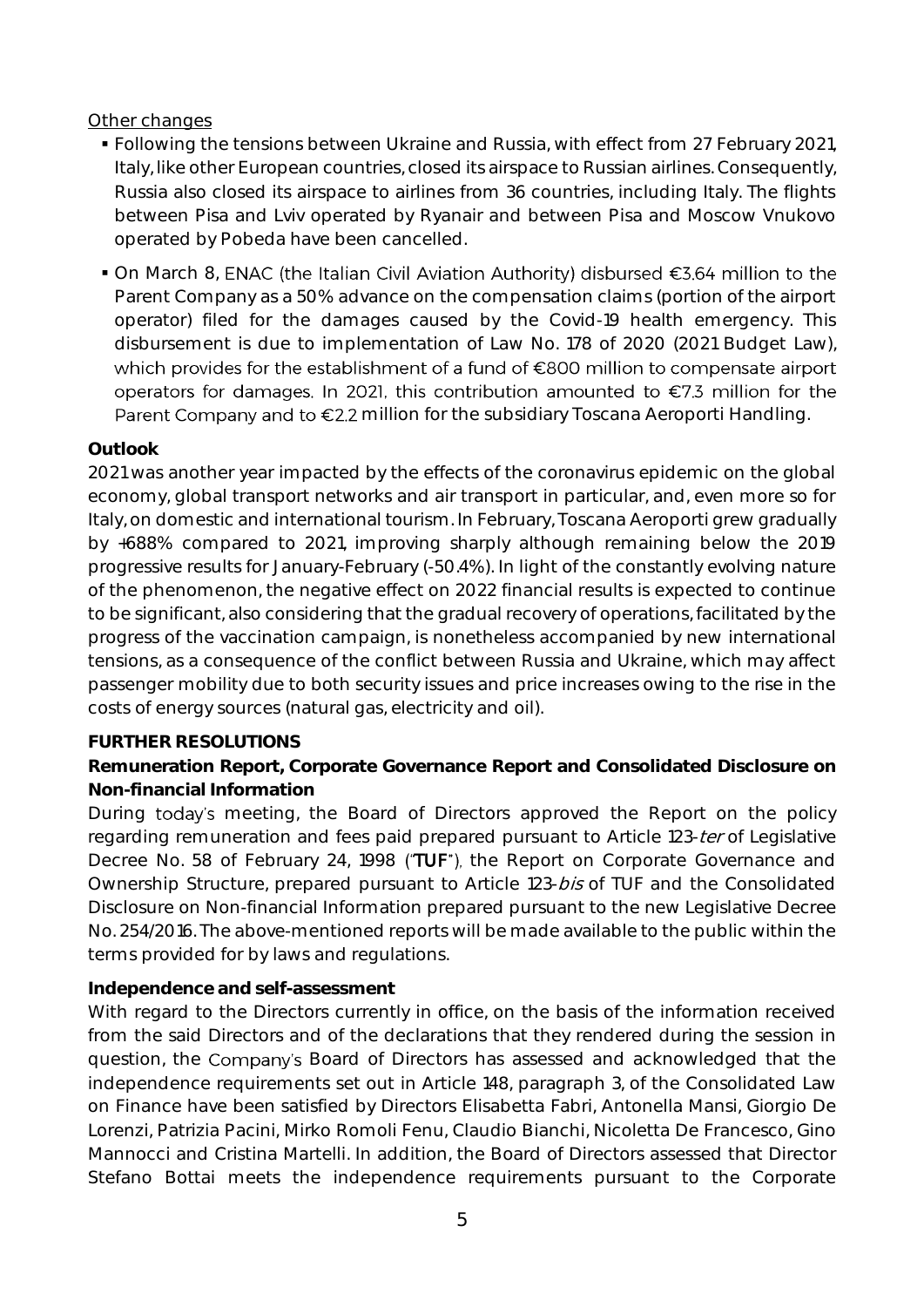<u>Other changes</u>

- Following the tensions between Ukraine and Russia, with effect from 27 February 2021, Italy, like other European countries, closed its airspace to Russian airlines. Consequently, Russia also closed its airspace to airlines from 36 countries, including Italy. The flights between Pisa and Lviv operated by Ryanair and between Pisa and Moscow Vnukovo operated by Pobeda have been cancelled.
- On March 8, ENAC (the Italian Civil Aviation Authority) disbursed €3.64 million to the Parent Company as a 50% advance on the compensation claims (portion of the airport operator) filed for the damages caused by the Covid-19 health emergency. This disbursement is due to implementation of Law No. 178 of 2020 (2021 Budget Law), which provides for the establishment of a fund of €800 million to compensate airport operators for damages. In 2021, this contribution amounted to €7.3 million for the Parent Company and to €2.2 million for the subsidiary Toscana Aeroporti Handling.

**Outlook**

2021 was another year impacted by the effects of the coronavirus epidemic on the global economy, global transport networks and air transport in particular, and, even more so for Italy, on domestic and international tourism. In February, Toscana Aeroporti grew gradually by +688% compared to 2021, improving sharply although remaining below the 2019 progressive results for January-February (-50.4%). In light of the constantly evolving nature of the phenomenon, the negative effect on 2022 financial results is expected to continue to be significant, also considering that the gradual recovery of operations, facilitated by the progress of the vaccination campaign, is nonetheless accompanied by new international tensions, as a consequence of the conflict between Russia and Ukraine, which may affect passenger mobility due to both security issues and price increases owing to the rise in the costs of energy sources (natural gas, electricity and oil).

**FURTHER RESOLUTIONS**

**Remuneration Report, Corporate Governance Report and Consolidated Disclosure on Non-financial Information**

During today's meeting, the Board of Directors approved the Report on the policy regarding remuneration and fees paid prepared pursuant to Article 123-*ter* of Legislative Decree No. 58 of February 24, 1998 ("**TUF**"), the Report on Corporate Governance and Ownership Structure, prepared pursuant to Article 123-*bis* of TUF and the Consolidated Disclosure on Non-financial Information prepared pursuant to the new Legislative Decree No. 254/2016. The above-mentioned reports will be made available to the public within the terms provided for by laws and regulations.

**Independence and self-assessment**

With regard to the Directors currently in office, on the basis of the information received from the said Directors and of the declarations that they rendered during the session in question, the Company's Board of Directors has assessed and acknowledged that the independence requirements set out in Article 148, paragraph 3, of the Consolidated Law on Finance have been satisfied by Directors Elisabetta Fabri, Antonella Mansi, Giorgio De Lorenzi, Patrizia Pacini, Mirko Romoli Fenu, Claudio Bianchi, Nicoletta De Francesco, Gino Mannocci and Cristina Martelli. In addition, the Board of Directors assessed that Director Stefano Bottai meets the independence requirements pursuant to the Corporate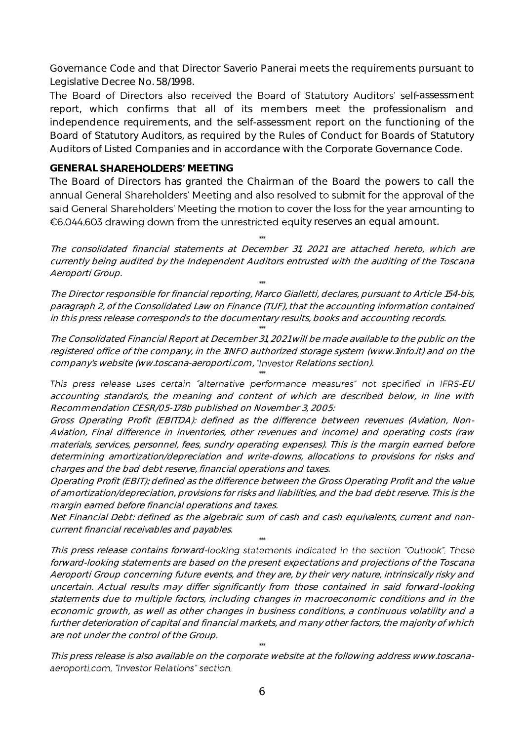Governance Code and that Director Saverio Panerai meets the requirements pursuant to Legislative Decree No. 58/1998.

The Board of Directors also received the Board of Statutory Auditors' self-assessment report, which confirms that all of its members meet the professionalism and independence requirements, and the self-assessment report on the functioning of the Board of Statutory Auditors, as required by the Rules of Conduct for Boards of Statutory Auditors of Listed Companies and in accordance with the Corporate Governance Code.

## GENERAL SHAREHOLDERS' MEETING

The Board of Directors has granted the Chairman of the Board the powers to call the annual General Shareholders' Meeting and also resolved to submit for the approval of the said General Shareholders' Meeting the motion to cover the loss for the year amounting to €6,044,603 drawing down from the unrestricted equity reserves an equal amount.

\*\*\*

*The consolidated financial statements at December 31, 2021 are attached hereto, which are currently being audited by the Independent Auditors entrusted with the auditing of the Toscana Aeroporti Group.*

\*\*\*

*The Director responsible for financial reporting, Marco Gialletti, declares, pursuant to Article 154-bis, paragraph 2, of the Consolidated Law on Finance (TUF), that the accounting information contained in this press release corresponds to the documentary results, books and accounting records.*

\*\*\*

*The Consolidated Financial Report at December 31, 2021 will be made available to the public on the registered office of the company, in the 1INFO authorized storage system (www.1info.it) and on the company's website (ww.toscana-aeroporti.com, "Investor Relations section).*

\*\*\*

*This press release uses certain "alternative performance measures" not specified in IFRS-EU accounting standards, the meaning and content of which are described below, in line with Recommendation CESR/05-178b published on November 3, 2005:*

*Gross Operating Profit (EBITDA): defined as the difference between revenues (Aviation, Non-Aviation, Final difference in inventories, other revenues and income) and operating costs (raw materials, services, personnel, fees, sundry operating expenses). This is the margin earned before determining amortization/depreciation and write-downs, allocations to provisions for risks and charges and the bad debt reserve, financial operations and taxes.*

*Operating Profit (EBIT): defined as the difference between the Gross Operating Profit and the value of amortization/depreciation, provisions for risks and liabilities, and the bad debt reserve. This is the margin earned before financial operations and taxes.*

*Net Financial Debt: defined as the algebraic sum of cash and cash equivalents, current and non-current financial receivables and payables.*

\*\*\*

*This press release contains forward-looking statements indicated in the section "Outlook". These forward-looking statements are based on the present expectations and projections of the Toscana Aeroporti Group concerning future events, and they are, by their very nature, intrinsically risky and uncertain. Actual results may differ significantly from those contained in said forward-looking statements due to multiple factors, including changes in macroeconomic conditions and in the economic growth, as well as other changes in business conditions, a continuous volatility and a further deterioration of capital and financial markets, and many other factors, the majority of which are not under the control of the Group.*

\*\*\*

*This press release is also available on the corporate website at the following address www.toscana-aeroporti.com, "Investor Relations" section.*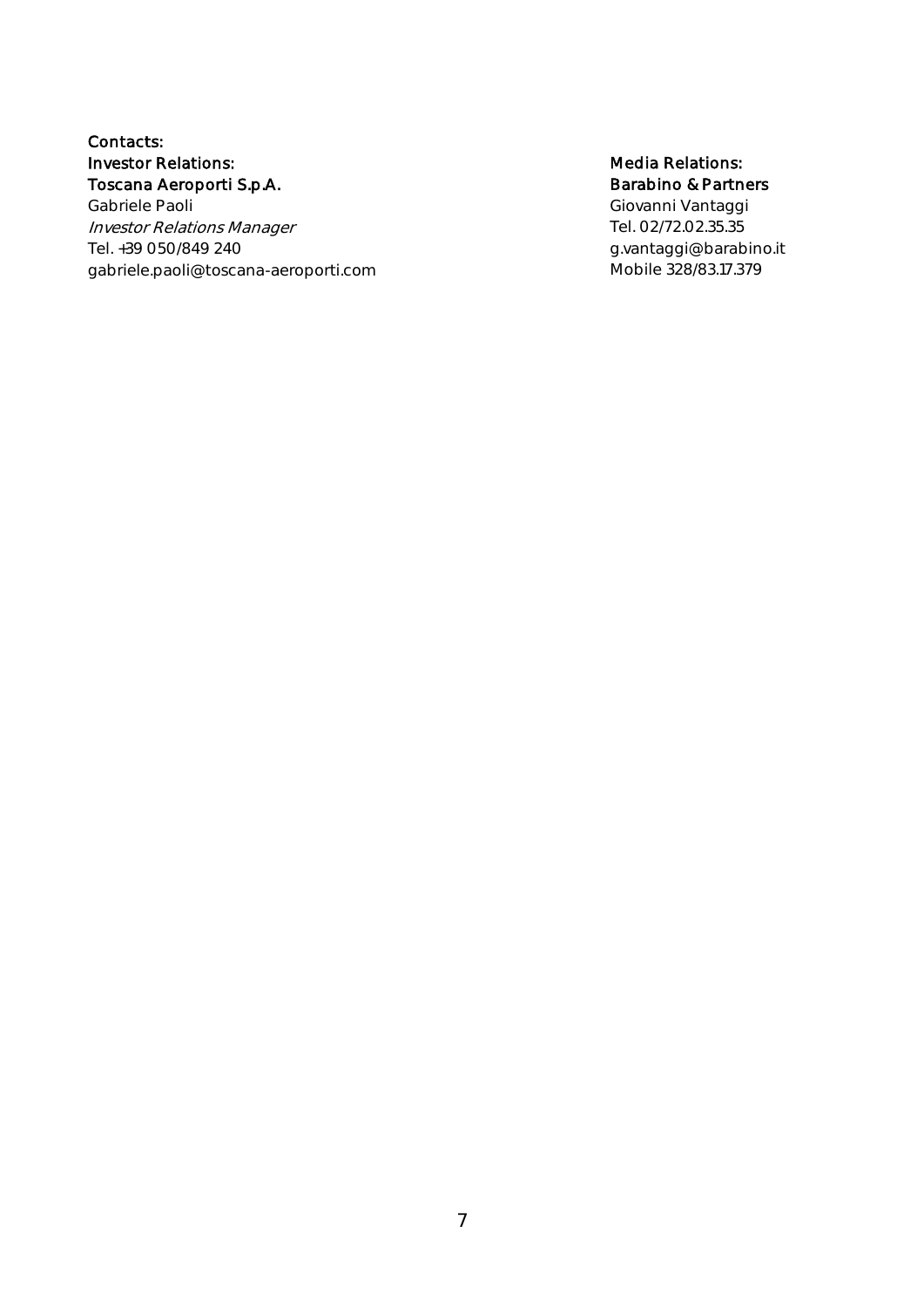**Contacts:**

**Investor Relations:**
**Toscana Aeroporti S.p.A.**
Gabriele Paoli
*Investor Relations Manager*
Tel. +39 050/849 240
gabriele.paoli@toscana-aeroporti.com

**Media Relations:**
**Barabino & Partners**
Giovanni Vantaggi
Tel. 02/72.02.35.35
g.vantaggi@barabino.it
Mobile 328/83.17.379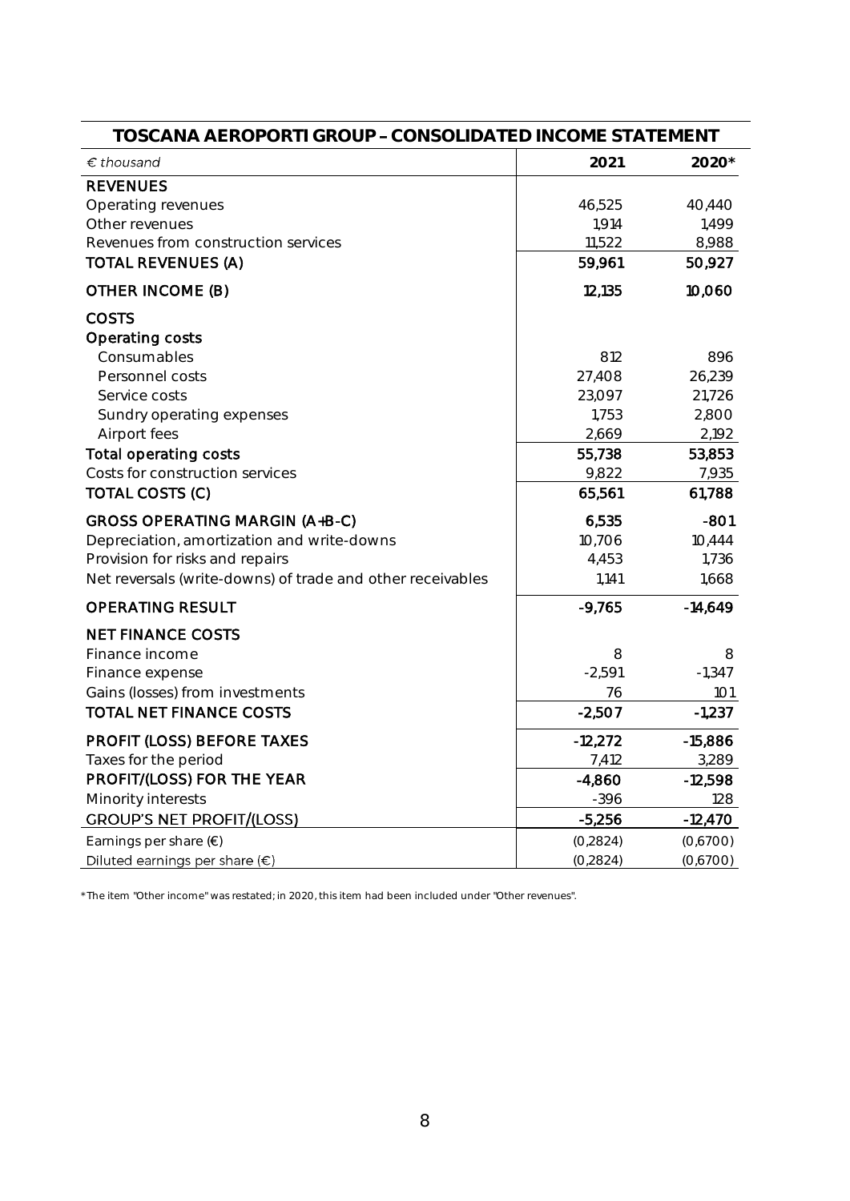| TOSCANA AEROPORTI GROUP – CONSOLIDATED INCOME STATEMENT | | |
|---|---|---|
| *€ thousand* | **2021** | **2020*** |
| REVENUES | | |
| Operating revenues | 46,525 | 40,440 |
| Other revenues | 1,914 | 1,499 |
| Revenues from construction services | 11,522 | 8,988 |
| TOTAL REVENUES (A) | 59,961 | 50,927 |
| OTHER INCOME (B) | 12,135 | 10,060 |
| COSTS | | |
| Operating costs | | |
| Consumables | 812 | 896 |
| Personnel costs | 27,408 | 26,239 |
| Service costs | 23,097 | 21,726 |
| Sundry operating expenses | 1,753 | 2,800 |
| Airport fees | 2,669 | 2,192 |
| Total operating costs | 55,738 | 53,853 |
| Costs for construction services | 9,822 | 7,935 |
| TOTAL COSTS (C) | 65,561 | 61,788 |
| GROSS OPERATING MARGIN (A+B-C) | 6,535 | -801 |
| Depreciation, amortization and write-downs | 10,706 | 10,444 |
| Provision for risks and repairs | 4,453 | 1,736 |
| Net reversals (write-downs) of trade and other receivables | 1,141 | 1,668 |
| OPERATING RESULT | -9,765 | -14,649 |
| NET FINANCE COSTS | | |
| Finance income | 8 | 8 |
| Finance expense | -2,591 | -1,347 |
| Gains (losses) from investments | 76 | 101 |
| TOTAL NET FINANCE COSTS | -2,507 | -1,237 |
| PROFIT (LOSS) BEFORE TAXES | -12,272 | -15,886 |
| Taxes for the period | 7,412 | 3,289 |
| PROFIT/(LOSS) FOR THE YEAR | -4,860 | -12,598 |
| Minority interests | -396 | 128 |
| GROUP'S NET PROFIT/(LOSS) | -5,256 | -12,470 |
| Earnings per share (€) | (0,2824) | (0,6700) |
| Diluted earnings per share (€) | (0,2824) | (0,6700) |

*The item "Other income" was restated; in 2020, this item had been included under "Other revenues".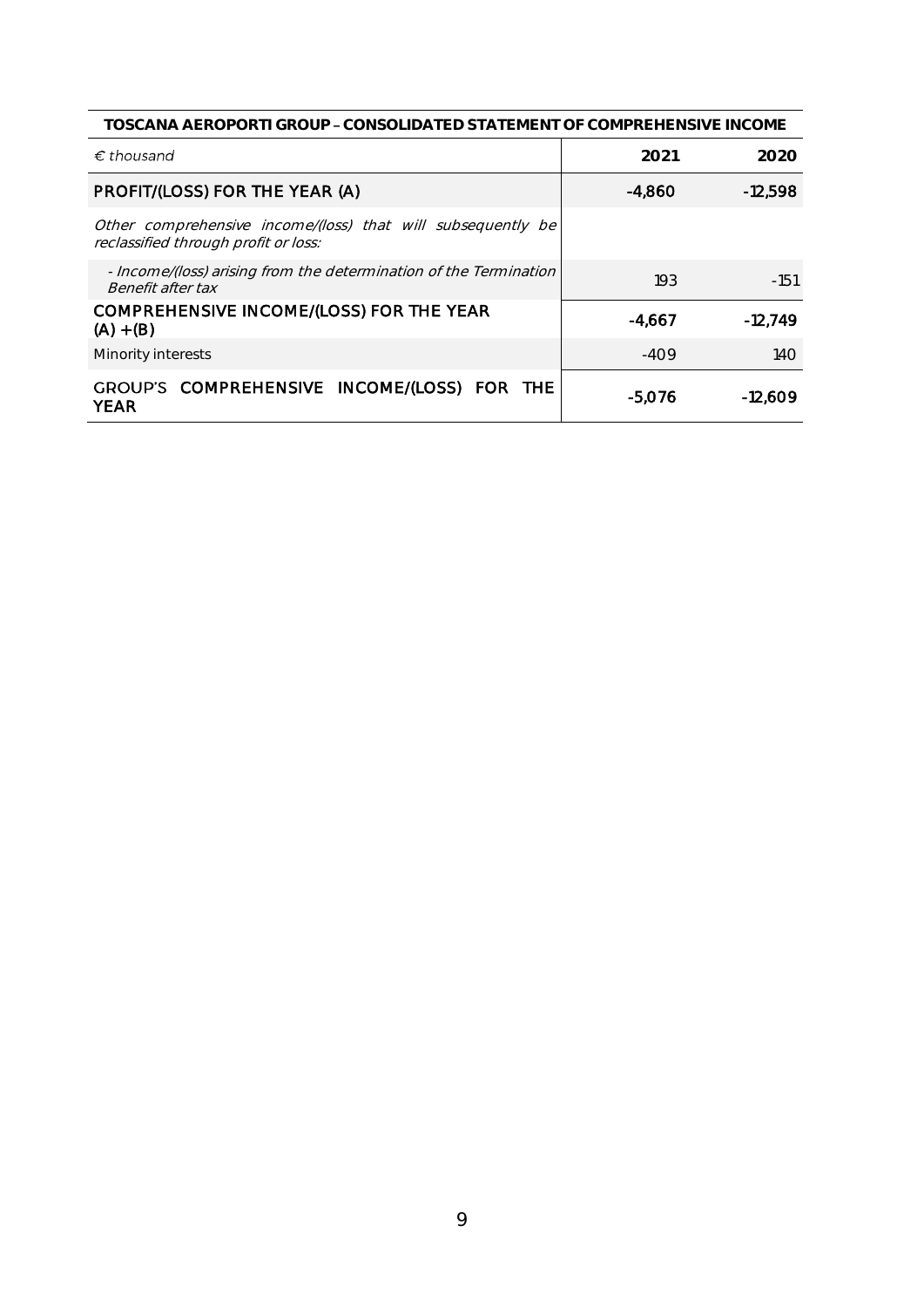| TOSCANA AEROPORTI GROUP – CONSOLIDATED STATEMENT OF COMPREHENSIVE INCOME | | |
|---|---|---|
| *€ thousand* | **2021** | **2020** |
| PROFIT/(LOSS) FOR THE YEAR (A) | -4,860 | -12,598 |
| *Other comprehensive income/(loss) that will subsequently be reclassified through profit or loss:* | | |
| *- Income/(loss) arising from the determination of the Termination Benefit after tax* | 193 | -151 |
| COMPREHENSIVE INCOME/(LOSS) FOR THE YEAR (A) + (B) | -4,667 | -12,749 |
| Minority interests | -409 | 140 |
| GROUP'S COMPREHENSIVE INCOME/(LOSS) FOR THE YEAR | -5,076 | -12,609 |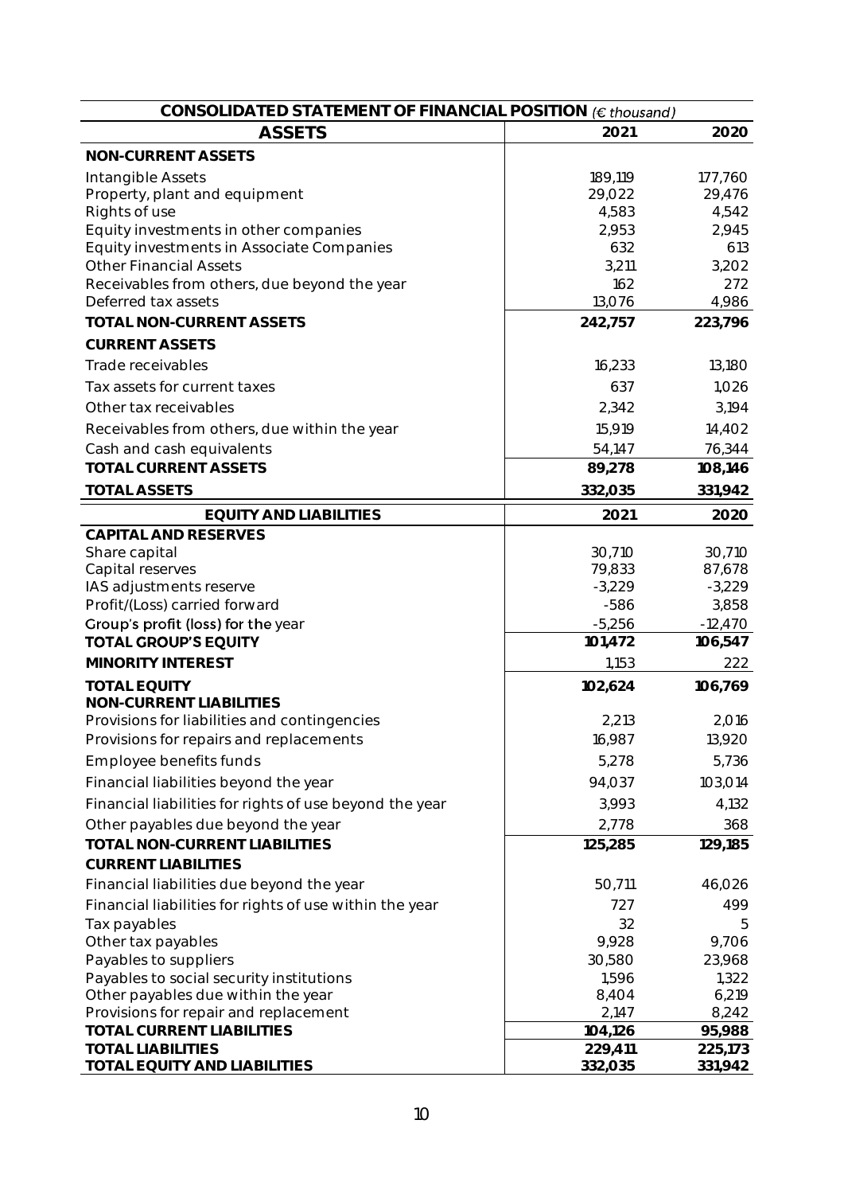| CONSOLIDATED STATEMENT OF FINANCIAL POSITION *(€ thousand)* | | |
|---|---|---|
| **ASSETS** | **2021** | **2020** |
| **NON-CURRENT ASSETS** | | |
| Intangible Assets | 189,119 | 177,760 |
| Property, plant and equipment | 29,022 | 29,476 |
| Rights of use | 4,583 | 4,542 |
| Equity investments in other companies | 2,953 | 2,945 |
| Equity investments in Associate Companies | 632 | 613 |
| Other Financial Assets | 3,211 | 3,202 |
| Receivables from others, due beyond the year | 162 | 272 |
| Deferred tax assets | 13,076 | 4,986 |
| **TOTAL NON-CURRENT ASSETS** | **242,757** | **223,796** |
| **CURRENT ASSETS** | | |
| Trade receivables | 16,233 | 13,180 |
| Tax assets for current taxes | 637 | 1,026 |
| Other tax receivables | 2,342 | 3,194 |
| Receivables from others, due within the year | 15,919 | 14,402 |
| Cash and cash equivalents | 54,147 | 76,344 |
| **TOTAL CURRENT ASSETS** | **89,278** | **108,146** |
| **TOTAL ASSETS** | **332,035** | **331,942** |

| **EQUITY AND LIABILITIES** | **2021** | **2020** |
|---|---|---|
| **CAPITAL AND RESERVES** | | |
| Share capital | 30,710 | 30,710 |
| Capital reserves | 79,833 | 87,678 |
| IAS adjustments reserve | -3,229 | -3,229 |
| Profit/(Loss) carried forward | -586 | 3,858 |
| Group's profit (loss) for the year | -5,256 | -12,470 |
| **TOTAL GROUP'S EQUITY** | **101,472** | **106,547** |
| **MINORITY INTEREST** | 1,153 | 222 |
| **TOTAL EQUITY** | **102,624** | **106,769** |
| **NON-CURRENT LIABILITIES** | | |
| Provisions for liabilities and contingencies | 2,213 | 2,016 |
| Provisions for repairs and replacements | 16,987 | 13,920 |
| Employee benefits funds | 5,278 | 5,736 |
| Financial liabilities beyond the year | 94,037 | 103,014 |
| Financial liabilities for rights of use beyond the year | 3,993 | 4,132 |
| Other payables due beyond the year | 2,778 | 368 |
| **TOTAL NON-CURRENT LIABILITIES** | **125,285** | **129,185** |
| **CURRENT LIABILITIES** | | |
| Financial liabilities due beyond the year | 50,711 | 46,026 |
| Financial liabilities for rights of use within the year | 727 | 499 |
| Tax payables | 32 | 5 |
| Other tax payables | 9,928 | 9,706 |
| Payables to suppliers | 30,580 | 23,968 |
| Payables to social security institutions | 1,596 | 1,322 |
| Other payables due within the year | 8,404 | 6,219 |
| Provisions for repair and replacement | 2,147 | 8,242 |
| **TOTAL CURRENT LIABILITIES** | **104,126** | **95,988** |
| **TOTAL LIABILITIES** | **229,411** | **225,173** |
| **TOTAL EQUITY AND LIABILITIES** | **332,035** | **331,942** |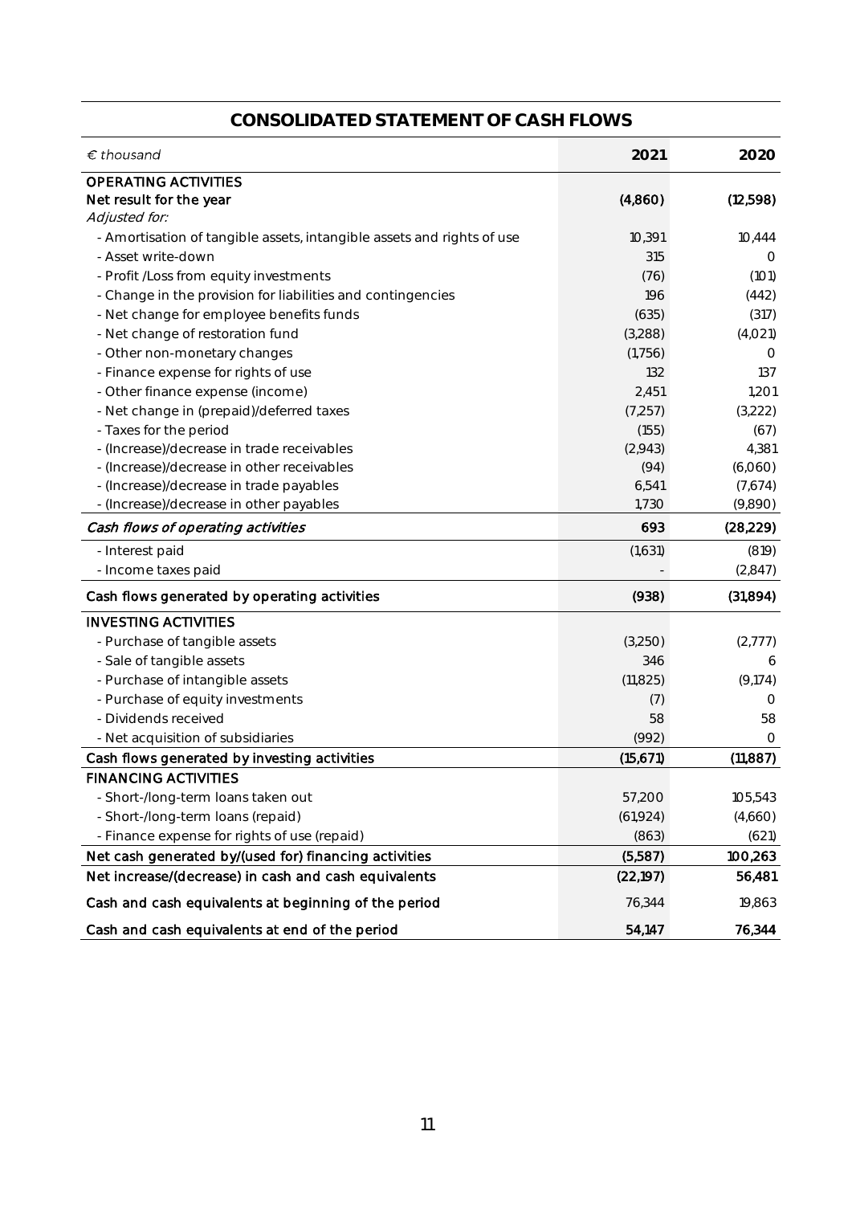## CONSOLIDATED STATEMENT OF CASH FLOWS

| *€ thousand* | **2021** | **2020** |
|---|---|---|
| OPERATING ACTIVITIES | | |
| Net result for the year | (4,860) | (12,598) |
| *Adjusted for:* | | |
| - Amortisation of tangible assets, intangible assets and rights of use | 10,391 | 10,444 |
| - Asset write-down | 315 | 0 |
| - Profit /Loss from equity investments | (76) | (101) |
| - Change in the provision for liabilities and contingencies | 196 | (442) |
| - Net change for employee benefits funds | (635) | (317) |
| - Net change of restoration fund | (3,288) | (4,021) |
| - Other non-monetary changes | (1,756) | 0 |
| - Finance expense for rights of use | 132 | 137 |
| - Other finance expense (income) | 2,451 | 1,201 |
| - Net change in (prepaid)/deferred taxes | (7,257) | (3,222) |
| - Taxes for the period | (155) | (67) |
| - (Increase)/decrease in trade receivables | (2,943) | 4,381 |
| - (Increase)/decrease in other receivables | (94) | (6,060) |
| - (Increase)/decrease in trade payables | 6,541 | (7,674) |
| - (Increase)/decrease in other payables | 1,730 | (9,890) |
| *Cash flows of operating activities* | 693 | (28,229) |
| - Interest paid | (1,631) | (819) |
| - Income taxes paid | - | (2,847) |
| Cash flows generated by operating activities | (938) | (31,894) |
| INVESTING ACTIVITIES | | |
| - Purchase of tangible assets | (3,250) | (2,777) |
| - Sale of tangible assets | 346 | 6 |
| - Purchase of intangible assets | (11,825) | (9,174) |
| - Purchase of equity investments | (7) | 0 |
| - Dividends received | 58 | 58 |
| - Net acquisition of subsidiaries | (992) | 0 |
| Cash flows generated by investing activities | (15,671) | (11,887) |
| FINANCING ACTIVITIES | | |
| - Short-/long-term loans taken out | 57,200 | 105,543 |
| - Short-/long-term loans (repaid) | (61,924) | (4,660) |
| - Finance expense for rights of use (repaid) | (863) | (621) |
| Net cash generated by/(used for) financing activities | (5,587) | 100,263 |
| Net increase/(decrease) in cash and cash equivalents | (22,197) | 56,481 |
| Cash and cash equivalents at beginning of the period | 76,344 | 19,863 |
| Cash and cash equivalents at end of the period | 54,147 | 76,344 |